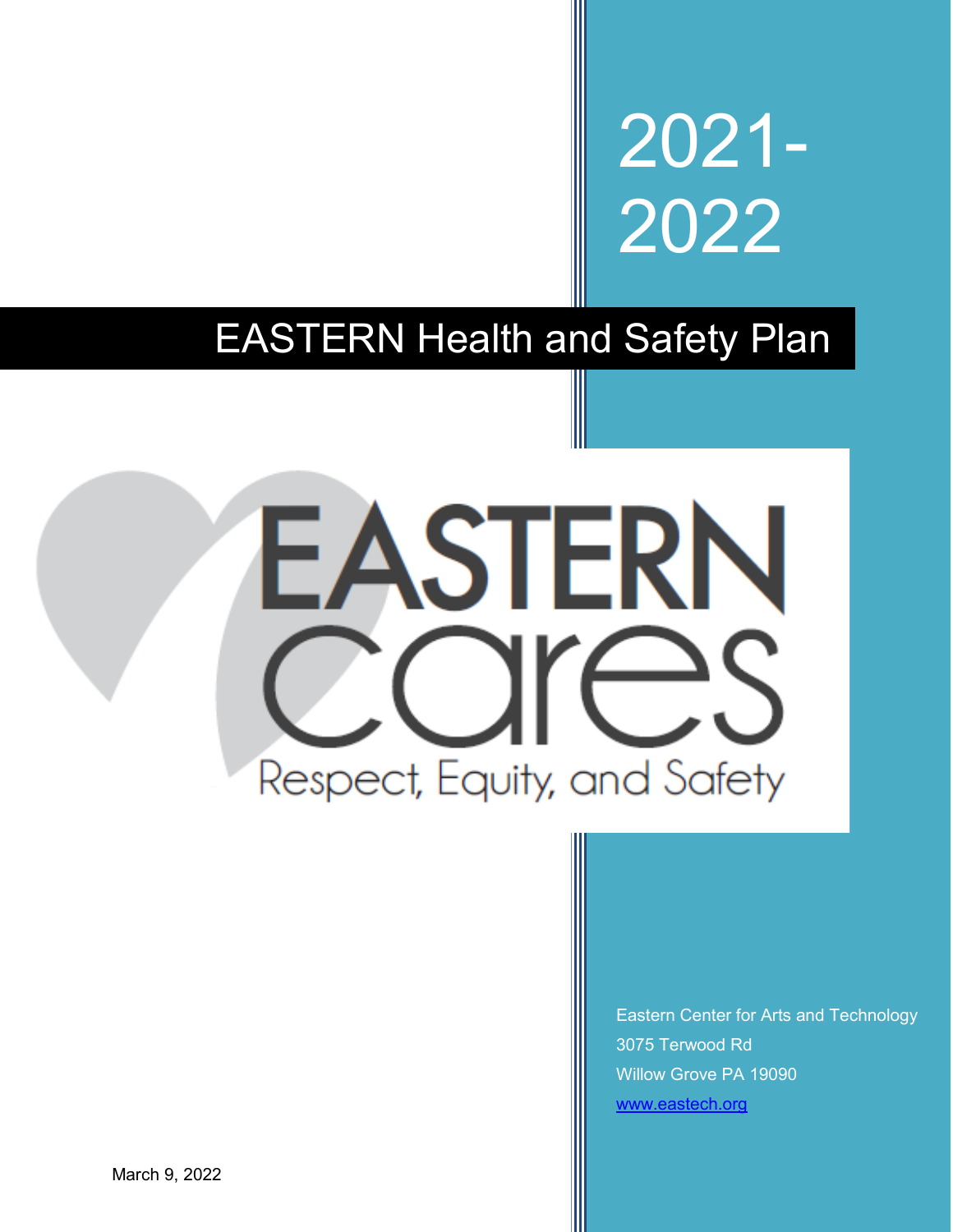# 2021-2022

# EASTERN Health and Safety Plan

EASTERN cares

Respect, Equity, and Safety

Eastern Center for Arts and Technology
3075 Terwood Rd
Willow Grove PA 19090
www.eastech.org

March 9, 2022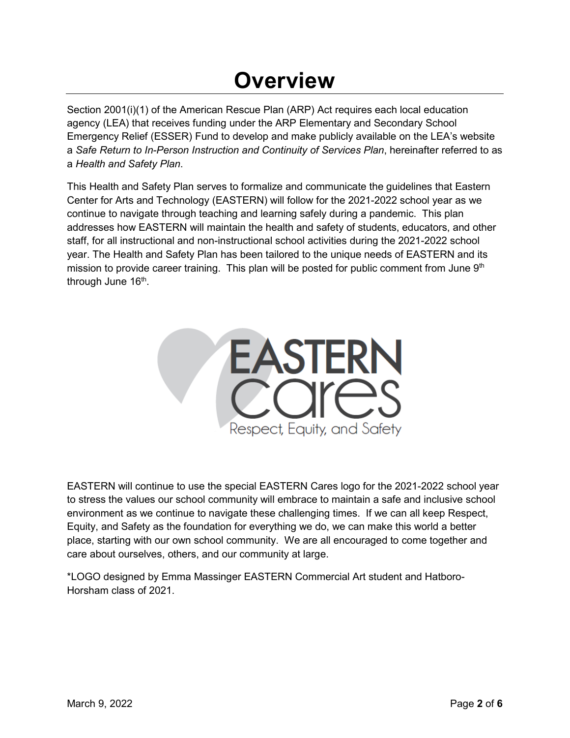# Overview

Section 2001(i)(1) of the American Rescue Plan (ARP) Act requires each local education agency (LEA) that receives funding under the ARP Elementary and Secondary School Emergency Relief (ESSER) Fund to develop and make publicly available on the LEA's website a *Safe Return to In-Person Instruction and Continuity of Services Plan*, hereinafter referred to as a *Health and Safety Plan*.

This Health and Safety Plan serves to formalize and communicate the guidelines that Eastern Center for Arts and Technology (EASTERN) will follow for the 2021-2022 school year as we continue to navigate through teaching and learning safely during a pandemic. This plan addresses how EASTERN will maintain the health and safety of students, educators, and other staff, for all instructional and non-instructional school activities during the 2021-2022 school year. The Health and Safety Plan has been tailored to the unique needs of EASTERN and its mission to provide career training. This plan will be posted for public comment from June 9th through June 16th.

EASTERN cares

Respect, Equity, and Safety

EASTERN will continue to use the special EASTERN Cares logo for the 2021-2022 school year to stress the values our school community will embrace to maintain a safe and inclusive school environment as we continue to navigate these challenging times. If we can all keep Respect, Equity, and Safety as the foundation for everything we do, we can make this world a better place, starting with our own school community. We are all encouraged to come together and care about ourselves, others, and our community at large.

*LOGO designed by Emma Massinger EASTERN Commercial Art student and Hatboro-Horsham class of 2021.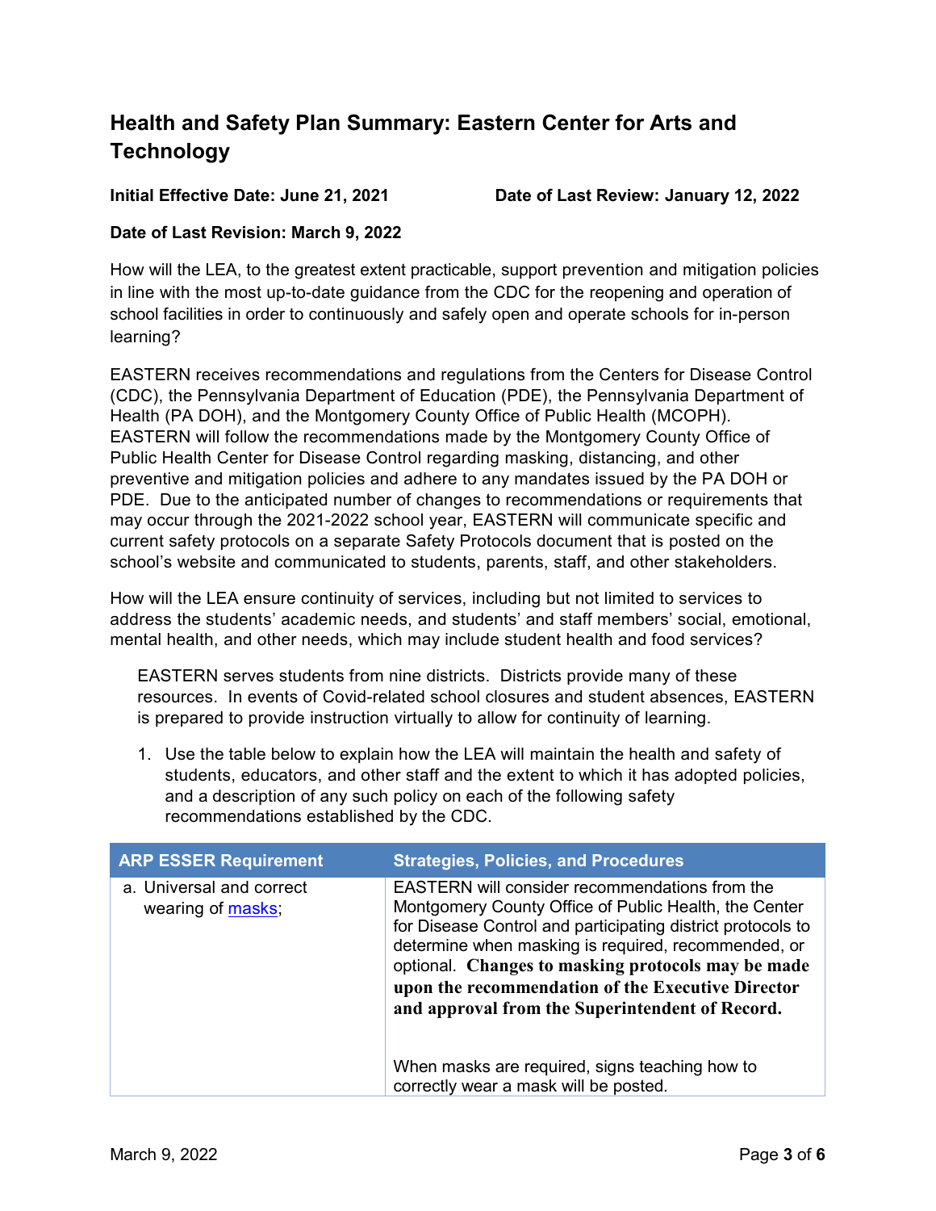## Health and Safety Plan Summary: Eastern Center for Arts and Technology

**Initial Effective Date: June 21, 2021** **Date of Last Review: January 12, 2022**

**Date of Last Revision: March 9, 2022**

How will the LEA, to the greatest extent practicable, support prevention and mitigation policies in line with the most up-to-date guidance from the CDC for the reopening and operation of school facilities in order to continuously and safely open and operate schools for in-person learning?

EASTERN receives recommendations and regulations from the Centers for Disease Control (CDC), the Pennsylvania Department of Education (PDE), the Pennsylvania Department of Health (PA DOH), and the Montgomery County Office of Public Health (MCOPH). EASTERN will follow the recommendations made by the Montgomery County Office of Public Health Center for Disease Control regarding masking, distancing, and other preventive and mitigation policies and adhere to any mandates issued by the PA DOH or PDE. Due to the anticipated number of changes to recommendations or requirements that may occur through the 2021-2022 school year, EASTERN will communicate specific and current safety protocols on a separate Safety Protocols document that is posted on the school's website and communicated to students, parents, staff, and other stakeholders.

How will the LEA ensure continuity of services, including but not limited to services to address the students' academic needs, and students' and staff members' social, emotional, mental health, and other needs, which may include student health and food services?

EASTERN serves students from nine districts. Districts provide many of these resources. In events of Covid-related school closures and student absences, EASTERN is prepared to provide instruction virtually to allow for continuity of learning.

1. Use the table below to explain how the LEA will maintain the health and safety of students, educators, and other staff and the extent to which it has adopted policies, and a description of any such policy on each of the following safety recommendations established by the CDC.

| ARP ESSER Requirement | Strategies, Policies, and Procedures |
|---|---|
| a. Universal and correct wearing of masks; | EASTERN will consider recommendations from the Montgomery County Office of Public Health, the Center for Disease Control and participating district protocols to determine when masking is required, recommended, or optional. **Changes to masking protocols may be made upon the recommendation of the Executive Director and approval from the Superintendent of Record.**<br><br>When masks are required, signs teaching how to correctly wear a mask will be posted. |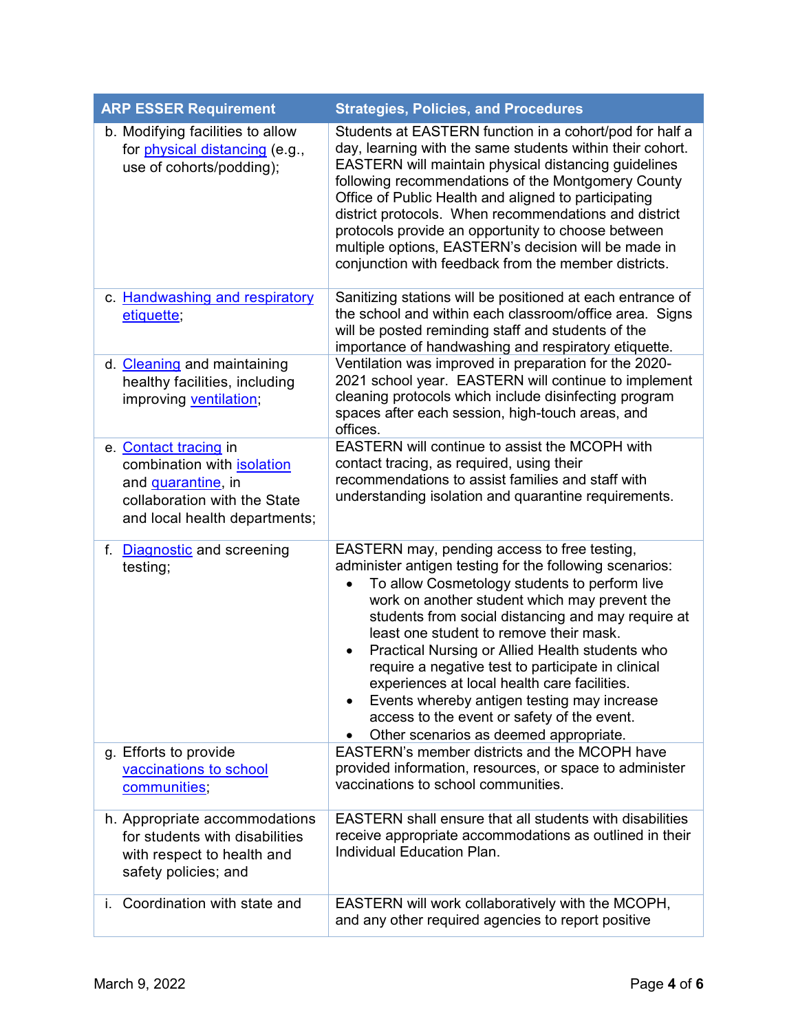| ARP ESSER Requirement | Strategies, Policies, and Procedures |
|---|---|
| b. Modifying facilities to allow for physical distancing (e.g., use of cohorts/podding); | Students at EASTERN function in a cohort/pod for half a day, learning with the same students within their cohort. EASTERN will maintain physical distancing guidelines following recommendations of the Montgomery County Office of Public Health and aligned to participating district protocols. When recommendations and district protocols provide an opportunity to choose between multiple options, EASTERN's decision will be made in conjunction with feedback from the member districts. |
| c. Handwashing and respiratory etiquette; | Sanitizing stations will be positioned at each entrance of the school and within each classroom/office area. Signs will be posted reminding staff and students of the importance of handwashing and respiratory etiquette. |
| d. Cleaning and maintaining healthy facilities, including improving ventilation; | Ventilation was improved in preparation for the 2020-2021 school year. EASTERN will continue to implement cleaning protocols which include disinfecting program spaces after each session, high-touch areas, and offices. |
| e. Contact tracing in combination with isolation and quarantine, in collaboration with the State and local health departments; | EASTERN will continue to assist the MCOPH with contact tracing, as required, using their recommendations to assist families and staff with understanding isolation and quarantine requirements. |
| f. Diagnostic and screening testing; | EASTERN may, pending access to free testing, administer antigen testing for the following scenarios:<br>• To allow Cosmetology students to perform live work on another student which may prevent the students from social distancing and may require at least one student to remove their mask.<br>• Practical Nursing or Allied Health students who require a negative test to participate in clinical experiences at local health care facilities.<br>• Events whereby antigen testing may increase access to the event or safety of the event.<br>• Other scenarios as deemed appropriate. |
| g. Efforts to provide vaccinations to school communities; | EASTERN's member districts and the MCOPH have provided information, resources, or space to administer vaccinations to school communities. |
| h. Appropriate accommodations for students with disabilities with respect to health and safety policies; and | EASTERN shall ensure that all students with disabilities receive appropriate accommodations as outlined in their Individual Education Plan. |
| i. Coordination with state and | EASTERN will work collaboratively with the MCOPH, and any other required agencies to report positive |

March 9, 2022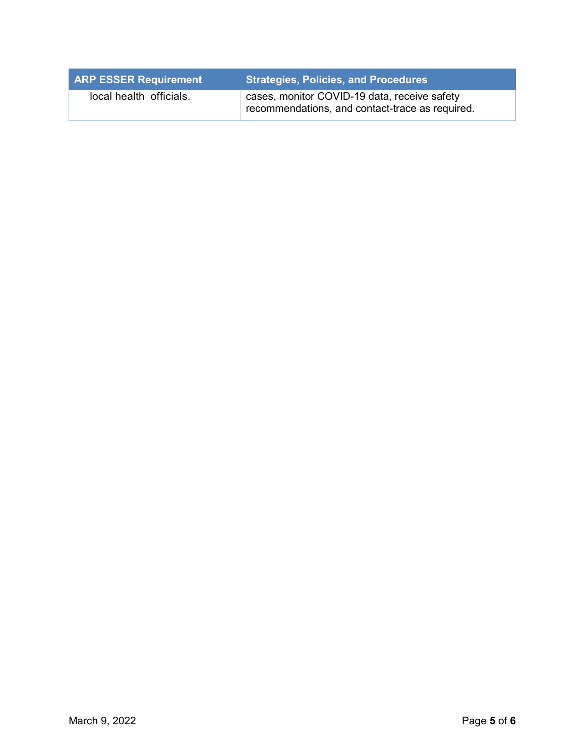| ARP ESSER Requirement | Strategies, Policies, and Procedures |
| --- | --- |
| local health officials. | cases, monitor COVID-19 data, receive safety recommendations, and contact-trace as required. |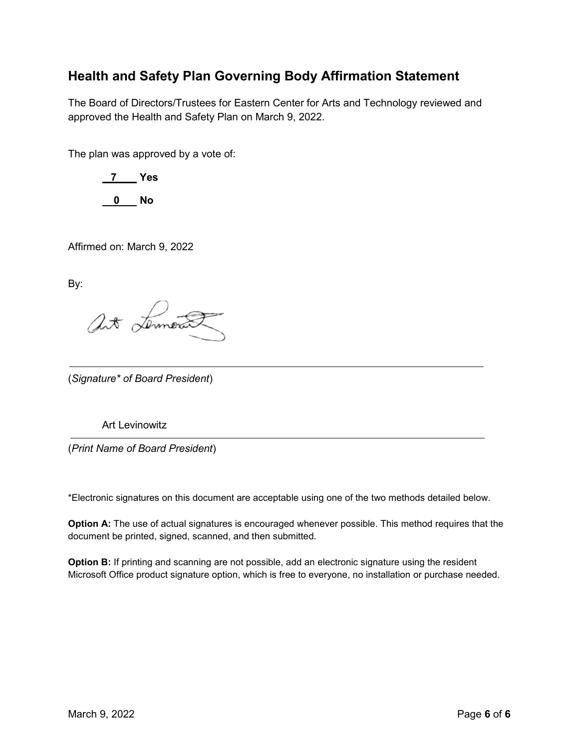## Health and Safety Plan Governing Body Affirmation Statement

The Board of Directors/Trustees for Eastern Center for Arts and Technology reviewed and approved the Health and Safety Plan on March 9, 2022.

The plan was approved by a vote of:

**7 Yes**

**0 No**

Affirmed on: March 9, 2022

By:

(*Signature* of Board President*)

Art Levinowitz

(*Print Name of Board President*)

*Electronic signatures on this document are acceptable using one of the two methods detailed below.

**Option A:** The use of actual signatures is encouraged whenever possible. This method requires that the document be printed, signed, scanned, and then submitted.

**Option B:** If printing and scanning are not possible, add an electronic signature using the resident Microsoft Office product signature option, which is free to everyone, no installation or purchase needed.